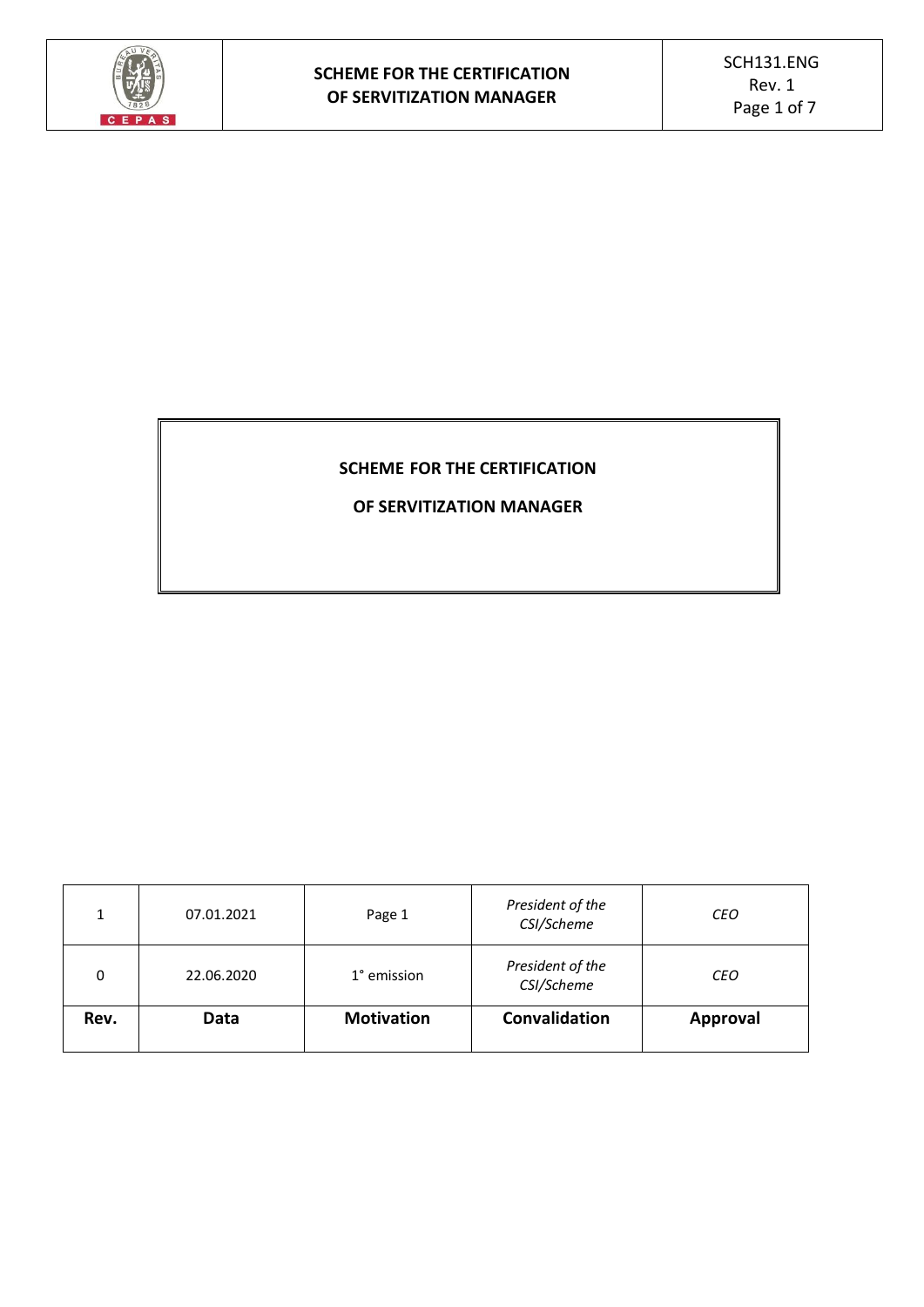# SCHEME FOR THE CERTIFICATION OF SERVITIZATION MANAGER

| 1 | 07.01.2021 | Page 1 | *President of the CSI/Scheme* | *CEO* |
|---|---|---|---|---|
| 0 | 22.06.2020 | 1° emission | *President of the CSI/Scheme* | *CEO* |
| **Rev.** | **Data** | **Motivation** | **Convalidation** | **Approval** |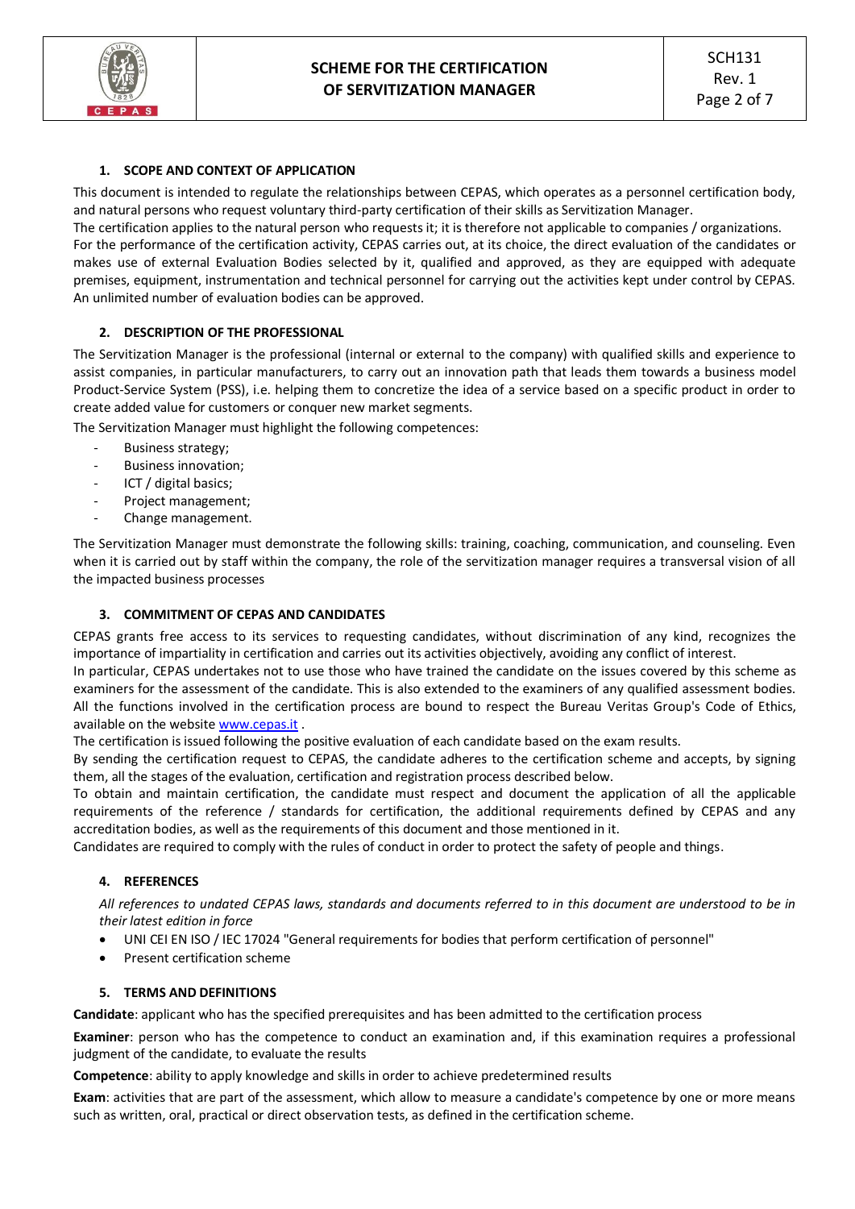## 1. SCOPE AND CONTEXT OF APPLICATION

This document is intended to regulate the relationships between CEPAS, which operates as a personnel certification body, and natural persons who request voluntary third-party certification of their skills as Servitization Manager.

The certification applies to the natural person who requests it; it is therefore not applicable to companies / organizations.

For the performance of the certification activity, CEPAS carries out, at its choice, the direct evaluation of the candidates or makes use of external Evaluation Bodies selected by it, qualified and approved, as they are equipped with adequate premises, equipment, instrumentation and technical personnel for carrying out the activities kept under control by CEPAS. An unlimited number of evaluation bodies can be approved.

## 2. DESCRIPTION OF THE PROFESSIONAL

The Servitization Manager is the professional (internal or external to the company) with qualified skills and experience to assist companies, in particular manufacturers, to carry out an innovation path that leads them towards a business model Product-Service System (PSS), i.e. helping them to concretize the idea of a service based on a specific product in order to create added value for customers or conquer new market segments.

The Servitization Manager must highlight the following competences:

- Business strategy;
- Business innovation;
- ICT / digital basics;
- Project management;
- Change management.

The Servitization Manager must demonstrate the following skills: training, coaching, communication, and counseling. Even when it is carried out by staff within the company, the role of the servitization manager requires a transversal vision of all the impacted business processes

## 3. COMMITMENT OF CEPAS AND CANDIDATES

CEPAS grants free access to its services to requesting candidates, without discrimination of any kind, recognizes the importance of impartiality in certification and carries out its activities objectively, avoiding any conflict of interest.

In particular, CEPAS undertakes not to use those who have trained the candidate on the issues covered by this scheme as examiners for the assessment of the candidate. This is also extended to the examiners of any qualified assessment bodies. All the functions involved in the certification process are bound to respect the Bureau Veritas Group's Code of Ethics, available on the website www.cepas.it .

The certification is issued following the positive evaluation of each candidate based on the exam results.

By sending the certification request to CEPAS, the candidate adheres to the certification scheme and accepts, by signing them, all the stages of the evaluation, certification and registration process described below.

To obtain and maintain certification, the candidate must respect and document the application of all the applicable requirements of the reference / standards for certification, the additional requirements defined by CEPAS and any accreditation bodies, as well as the requirements of this document and those mentioned in it.

Candidates are required to comply with the rules of conduct in order to protect the safety of people and things.

## 4. REFERENCES

*All references to undated CEPAS laws, standards and documents referred to in this document are understood to be in their latest edition in force*

- UNI CEI EN ISO / IEC 17024 "General requirements for bodies that perform certification of personnel"
- Present certification scheme

## 5. TERMS AND DEFINITIONS

**Candidate**: applicant who has the specified prerequisites and has been admitted to the certification process

**Examiner**: person who has the competence to conduct an examination and, if this examination requires a professional judgment of the candidate, to evaluate the results

**Competence**: ability to apply knowledge and skills in order to achieve predetermined results

**Exam**: activities that are part of the assessment, which allow to measure a candidate's competence by one or more means such as written, oral, practical or direct observation tests, as defined in the certification scheme.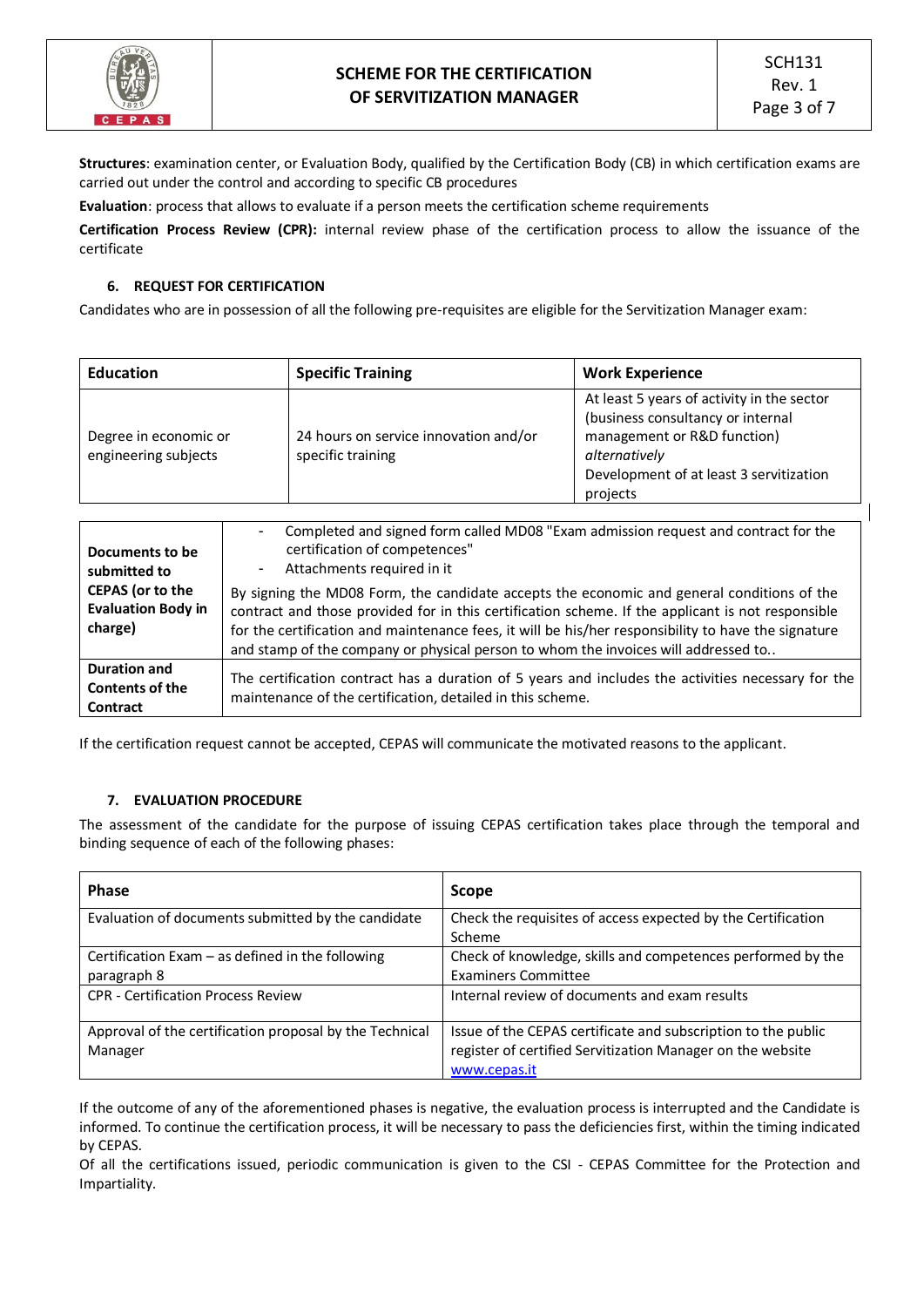**Structures**: examination center, or Evaluation Body, qualified by the Certification Body (CB) in which certification exams are carried out under the control and according to specific CB procedures

**Evaluation**: process that allows to evaluate if a person meets the certification scheme requirements

**Certification Process Review (CPR):** internal review phase of the certification process to allow the issuance of the certificate

## 6. REQUEST FOR CERTIFICATION

Candidates who are in possession of all the following pre-requisites are eligible for the Servitization Manager exam:

| **Education** | **Specific Training** | **Work Experience** |
|---|---|---|
| Degree in economic or engineering subjects | 24 hours on service innovation and/or specific training | At least 5 years of activity in the sector (business consultancy or internal management or R&D function) *alternatively* Development of at least 3 servitization projects |

| | |
|---|---|
| **Documents to be submitted to CEPAS (or to the Evaluation Body in charge)** | - Completed and signed form called MD08 "Exam admission request and contract for the certification of competences"<br>- Attachments required in it<br><br>By signing the MD08 Form, the candidate accepts the economic and general conditions of the contract and those provided for in this certification scheme. If the applicant is not responsible for the certification and maintenance fees, it will be his/her responsibility to have the signature and stamp of the company or physical person to whom the invoices will addressed to.. |
| **Duration and Contents of the Contract** | The certification contract has a duration of 5 years and includes the activities necessary for the maintenance of the certification, detailed in this scheme. |

If the certification request cannot be accepted, CEPAS will communicate the motivated reasons to the applicant.

## 7. EVALUATION PROCEDURE

The assessment of the candidate for the purpose of issuing CEPAS certification takes place through the temporal and binding sequence of each of the following phases:

| **Phase** | **Scope** |
|---|---|
| Evaluation of documents submitted by the candidate | Check the requisites of access expected by the Certification Scheme |
| Certification Exam – as defined in the following paragraph 8 | Check of knowledge, skills and competences performed by the Examiners Committee |
| CPR - Certification Process Review | Internal review of documents and exam results |
| Approval of the certification proposal by the Technical Manager | Issue of the CEPAS certificate and subscription to the public register of certified Servitization Manager on the website www.cepas.it |

If the outcome of any of the aforementioned phases is negative, the evaluation process is interrupted and the Candidate is informed. To continue the certification process, it will be necessary to pass the deficiencies first, within the timing indicated by CEPAS.

Of all the certifications issued, periodic communication is given to the CSI - CEPAS Committee for the Protection and Impartiality.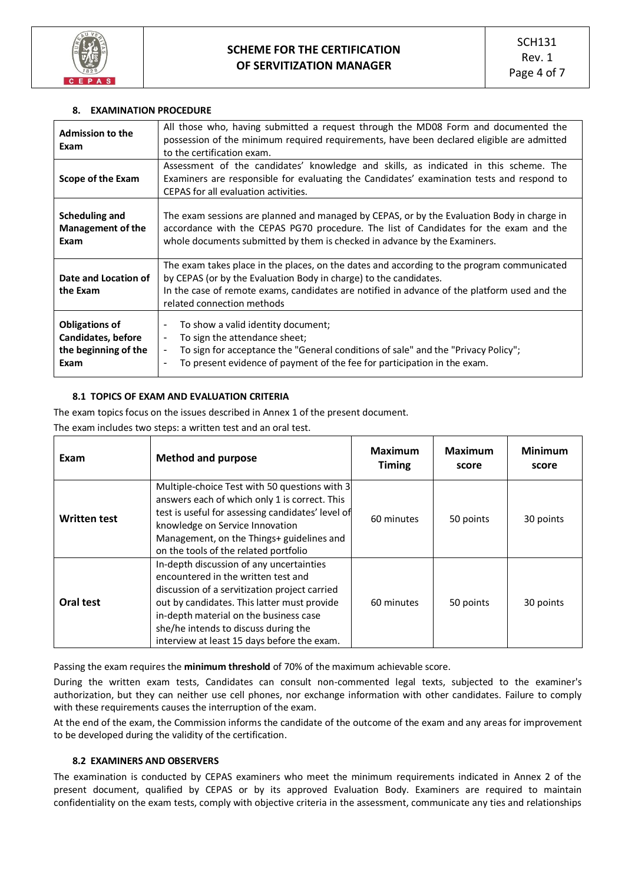## 8. EXAMINATION PROCEDURE

| | |
|---|---|
| **Admission to the Exam** | All those who, having submitted a request through the MD08 Form and documented the possession of the minimum required requirements, have been declared eligible are admitted to the certification exam. |
| **Scope of the Exam** | Assessment of the candidates' knowledge and skills, as indicated in this scheme. The Examiners are responsible for evaluating the Candidates' examination tests and respond to CEPAS for all evaluation activities. |
| **Scheduling and Management of the Exam** | The exam sessions are planned and managed by CEPAS, or by the Evaluation Body in charge in accordance with the CEPAS PG70 procedure. The list of Candidates for the exam and the whole documents submitted by them is checked in advance by the Examiners. |
| **Date and Location of the Exam** | The exam takes place in the places, on the dates and according to the program communicated by CEPAS (or by the Evaluation Body in charge) to the candidates.<br>In the case of remote exams, candidates are notified in advance of the platform used and the related connection methods |
| **Obligations of Candidates, before the beginning of the Exam** | - To show a valid identity document;<br>- To sign the attendance sheet;<br>- To sign for acceptance the "General conditions of sale" and the "Privacy Policy";<br>- To present evidence of payment of the fee for participation in the exam. |

### 8.1 TOPICS OF EXAM AND EVALUATION CRITERIA

The exam topics focus on the issues described in Annex 1 of the present document.

The exam includes two steps: a written test and an oral test.

| Exam | Method and purpose | Maximum Timing | Maximum score | Minimum score |
|---|---|---|---|---|
| **Written test** | Multiple-choice Test with 50 questions with 3 answers each of which only 1 is correct. This test is useful for assessing candidates' level of knowledge on Service Innovation Management, on the Things+ guidelines and on the tools of the related portfolio | 60 minutes | 50 points | 30 points |
| **Oral test** | In-depth discussion of any uncertainties encountered in the written test and discussion of a servitization project carried out by candidates. This latter must provide in-depth material on the business case she/he intends to discuss during the interview at least 15 days before the exam. | 60 minutes | 50 points | 30 points |

Passing the exam requires the **minimum threshold** of 70% of the maximum achievable score.

During the written exam tests, Candidates can consult non-commented legal texts, subjected to the examiner's authorization, but they can neither use cell phones, nor exchange information with other candidates. Failure to comply with these requirements causes the interruption of the exam.

At the end of the exam, the Commission informs the candidate of the outcome of the exam and any areas for improvement to be developed during the validity of the certification.

### 8.2 EXAMINERS AND OBSERVERS

The examination is conducted by CEPAS examiners who meet the minimum requirements indicated in Annex 2 of the present document, qualified by CEPAS or by its approved Evaluation Body. Examiners are required to maintain confidentiality on the exam tests, comply with objective criteria in the assessment, communicate any ties and relationships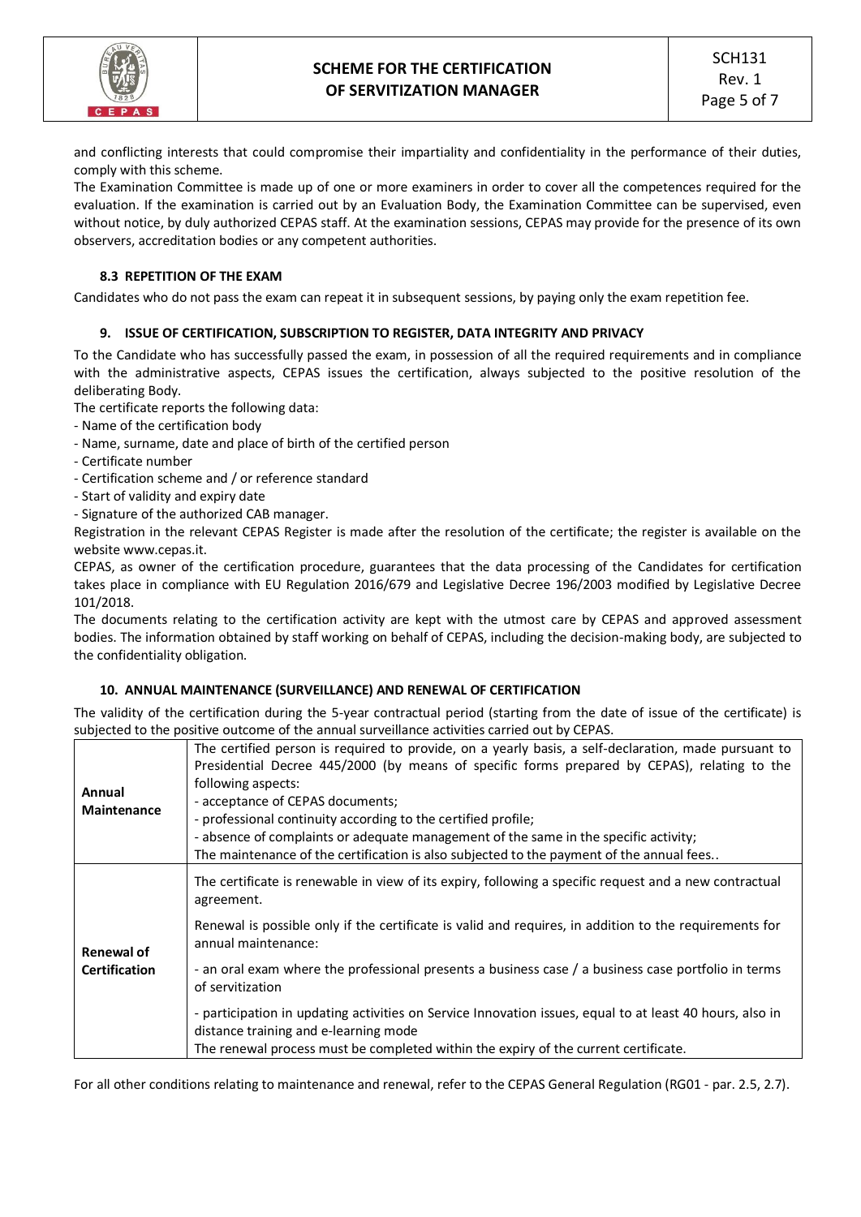and conflicting interests that could compromise their impartiality and confidentiality in the performance of their duties, comply with this scheme.

The Examination Committee is made up of one or more examiners in order to cover all the competences required for the evaluation. If the examination is carried out by an Evaluation Body, the Examination Committee can be supervised, even without notice, by duly authorized CEPAS staff. At the examination sessions, CEPAS may provide for the presence of its own observers, accreditation bodies or any competent authorities.

### 8.3 REPETITION OF THE EXAM

Candidates who do not pass the exam can repeat it in subsequent sessions, by paying only the exam repetition fee.

## 9. ISSUE OF CERTIFICATION, SUBSCRIPTION TO REGISTER, DATA INTEGRITY AND PRIVACY

To the Candidate who has successfully passed the exam, in possession of all the required requirements and in compliance with the administrative aspects, CEPAS issues the certification, always subjected to the positive resolution of the deliberating Body.

The certificate reports the following data:

- Name of the certification body
- Name, surname, date and place of birth of the certified person
- Certificate number
- Certification scheme and / or reference standard
- Start of validity and expiry date
- Signature of the authorized CAB manager.

Registration in the relevant CEPAS Register is made after the resolution of the certificate; the register is available on the website www.cepas.it.

CEPAS, as owner of the certification procedure, guarantees that the data processing of the Candidates for certification takes place in compliance with EU Regulation 2016/679 and Legislative Decree 196/2003 modified by Legislative Decree 101/2018.

The documents relating to the certification activity are kept with the utmost care by CEPAS and approved assessment bodies. The information obtained by staff working on behalf of CEPAS, including the decision-making body, are subjected to the confidentiality obligation.

## 10. ANNUAL MAINTENANCE (SURVEILLANCE) AND RENEWAL OF CERTIFICATION

The validity of the certification during the 5-year contractual period (starting from the date of issue of the certificate) is subjected to the positive outcome of the annual surveillance activities carried out by CEPAS.

| | |
|---|---|
| **Annual Maintenance** | The certified person is required to provide, on a yearly basis, a self-declaration, made pursuant to Presidential Decree 445/2000 (by means of specific forms prepared by CEPAS), relating to the following aspects:<br>- acceptance of CEPAS documents;<br>- professional continuity according to the certified profile;<br>- absence of complaints or adequate management of the same in the specific activity;<br>The maintenance of the certification is also subjected to the payment of the annual fees.. |
| **Renewal of Certification** | The certificate is renewable in view of its expiry, following a specific request and a new contractual agreement.<br>Renewal is possible only if the certificate is valid and requires, in addition to the requirements for annual maintenance:<br>- an oral exam where the professional presents a business case / a business case portfolio in terms of servitization<br>- participation in updating activities on Service Innovation issues, equal to at least 40 hours, also in distance training and e-learning mode<br>The renewal process must be completed within the expiry of the current certificate. |

For all other conditions relating to maintenance and renewal, refer to the CEPAS General Regulation (RG01 - par. 2.5, 2.7).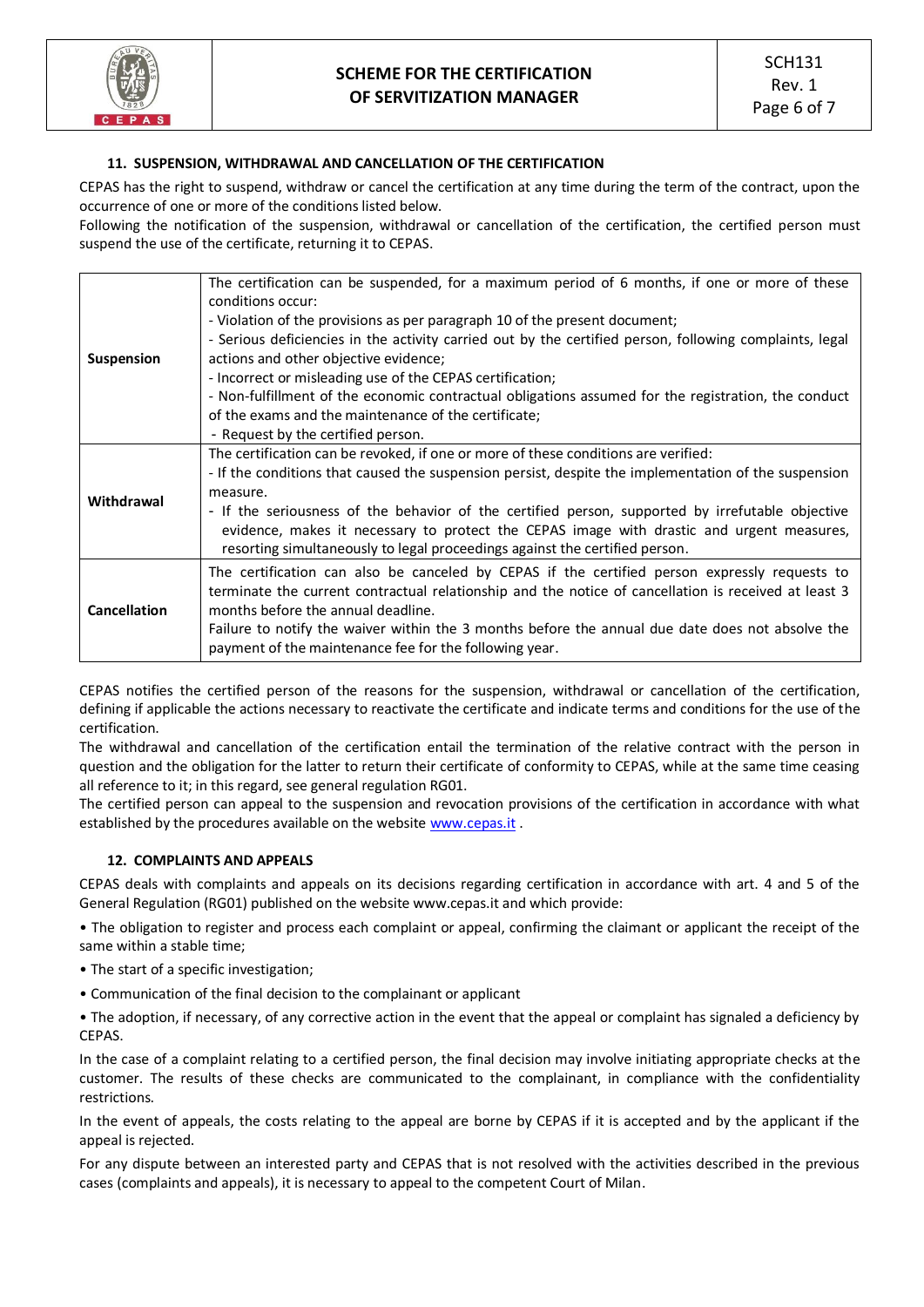## 11. SUSPENSION, WITHDRAWAL AND CANCELLATION OF THE CERTIFICATION

CEPAS has the right to suspend, withdraw or cancel the certification at any time during the term of the contract, upon the occurrence of one or more of the conditions listed below.
Following the notification of the suspension, withdrawal or cancellation of the certification, the certified person must suspend the use of the certificate, returning it to CEPAS.

| | |
|---|---|
| **Suspension** | The certification can be suspended, for a maximum period of 6 months, if one or more of these conditions occur:<br>- Violation of the provisions as per paragraph 10 of the present document;<br>- Serious deficiencies in the activity carried out by the certified person, following complaints, legal actions and other objective evidence;<br>- Incorrect or misleading use of the CEPAS certification;<br>- Non-fulfillment of the economic contractual obligations assumed for the registration, the conduct of the exams and the maintenance of the certificate;<br>- Request by the certified person. |
| **Withdrawal** | The certification can be revoked, if one or more of these conditions are verified:<br>- If the conditions that caused the suspension persist, despite the implementation of the suspension measure.<br>- If the seriousness of the behavior of the certified person, supported by irrefutable objective evidence, makes it necessary to protect the CEPAS image with drastic and urgent measures, resorting simultaneously to legal proceedings against the certified person. |
| **Cancellation** | The certification can also be canceled by CEPAS if the certified person expressly requests to terminate the current contractual relationship and the notice of cancellation is received at least 3 months before the annual deadline.<br>Failure to notify the waiver within the 3 months before the annual due date does not absolve the payment of the maintenance fee for the following year. |

CEPAS notifies the certified person of the reasons for the suspension, withdrawal or cancellation of the certification, defining if applicable the actions necessary to reactivate the certificate and indicate terms and conditions for the use of the certification.
The withdrawal and cancellation of the certification entail the termination of the relative contract with the person in question and the obligation for the latter to return their certificate of conformity to CEPAS, while at the same time ceasing all reference to it; in this regard, see general regulation RG01.
The certified person can appeal to the suspension and revocation provisions of the certification in accordance with what established by the procedures available on the website www.cepas.it .

## 12. COMPLAINTS AND APPEALS

CEPAS deals with complaints and appeals on its decisions regarding certification in accordance with art. 4 and 5 of the General Regulation (RG01) published on the website www.cepas.it and which provide:

• The obligation to register and process each complaint or appeal, confirming the claimant or applicant the receipt of the same within a stable time;

• The start of a specific investigation;

• Communication of the final decision to the complainant or applicant

• The adoption, if necessary, of any corrective action in the event that the appeal or complaint has signaled a deficiency by CEPAS.

In the case of a complaint relating to a certified person, the final decision may involve initiating appropriate checks at the customer. The results of these checks are communicated to the complainant, in compliance with the confidentiality restrictions.

In the event of appeals, the costs relating to the appeal are borne by CEPAS if it is accepted and by the applicant if the appeal is rejected.

For any dispute between an interested party and CEPAS that is not resolved with the activities described in the previous cases (complaints and appeals), it is necessary to appeal to the competent Court of Milan.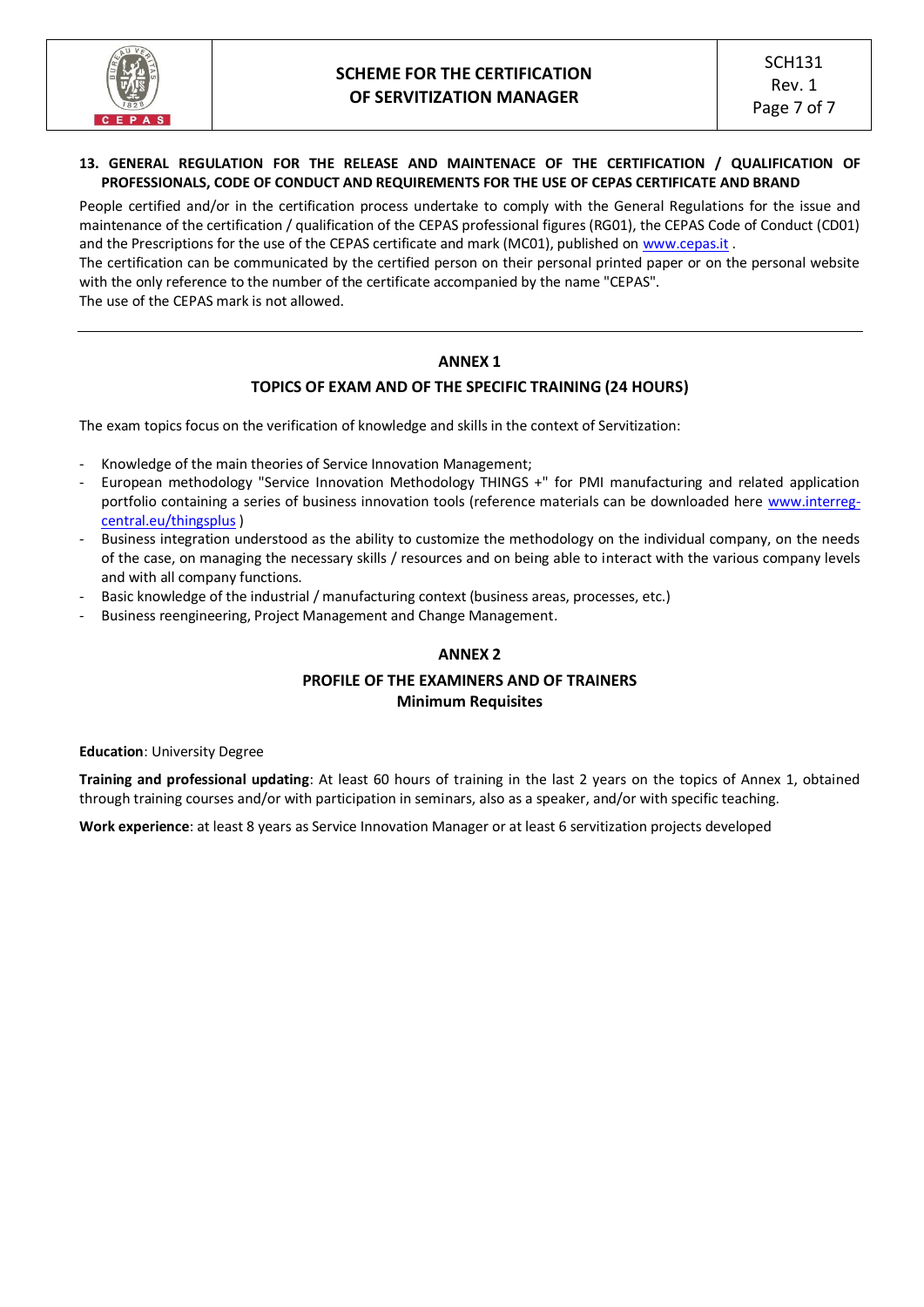## 13. GENERAL REGULATION FOR THE RELEASE AND MAINTENANCE OF THE CERTIFICATION / QUALIFICATION OF PROFESSIONALS, CODE OF CONDUCT AND REQUIREMENTS FOR THE USE OF CEPAS CERTIFICATE AND BRAND

People certified and/or in the certification process undertake to comply with the General Regulations for the issue and maintenance of the certification / qualification of the CEPAS professional figures (RG01), the CEPAS Code of Conduct (CD01) and the Prescriptions for the use of the CEPAS certificate and mark (MC01), published on www.cepas.it .

The certification can be communicated by the certified person on their personal printed paper or on the personal website with the only reference to the number of the certificate accompanied by the name "CEPAS".

The use of the CEPAS mark is not allowed.

---

## ANNEX 1

### TOPICS OF EXAM AND OF THE SPECIFIC TRAINING (24 HOURS)

The exam topics focus on the verification of knowledge and skills in the context of Servitization:

- Knowledge of the main theories of Service Innovation Management;
- European methodology "Service Innovation Methodology THINGS +" for PMI manufacturing and related application portfolio containing a series of business innovation tools (reference materials can be downloaded here www.interreg-central.eu/thingsplus )
- Business integration understood as the ability to customize the methodology on the individual company, on the needs of the case, on managing the necessary skills / resources and on being able to interact with the various company levels and with all company functions.
- Basic knowledge of the industrial / manufacturing context (business areas, processes, etc.)
- Business reengineering, Project Management and Change Management.

## ANNEX 2

### PROFILE OF THE EXAMINERS AND OF TRAINERS
### Minimum Requisites

**Education**: University Degree

**Training and professional updating**: At least 60 hours of training in the last 2 years on the topics of Annex 1, obtained through training courses and/or with participation in seminars, also as a speaker, and/or with specific teaching.

**Work experience**: at least 8 years as Service Innovation Manager or at least 6 servitization projects developed